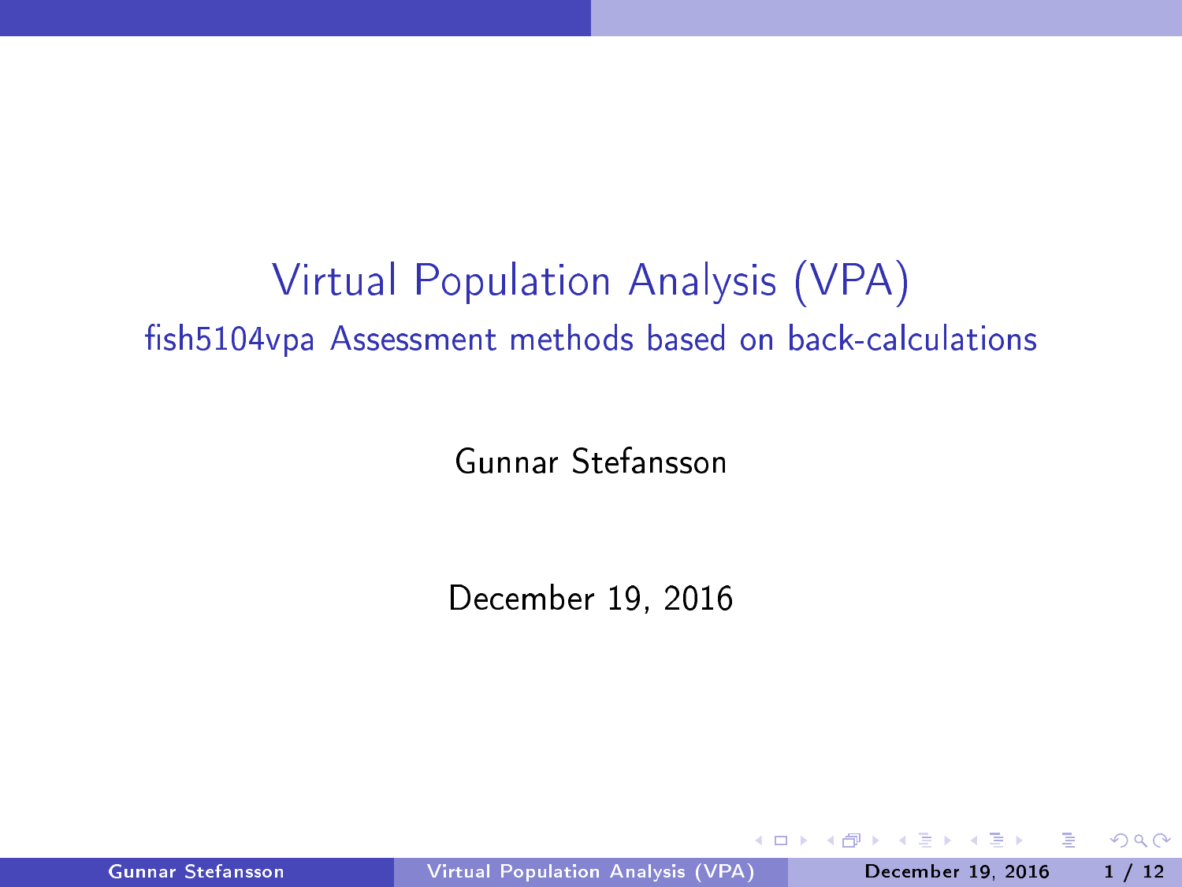# Virtual Population Analysis (VPA)

## fish5104vpa Assessment methods based on back-calculations

Gunnar Stefansson

December 19, 2016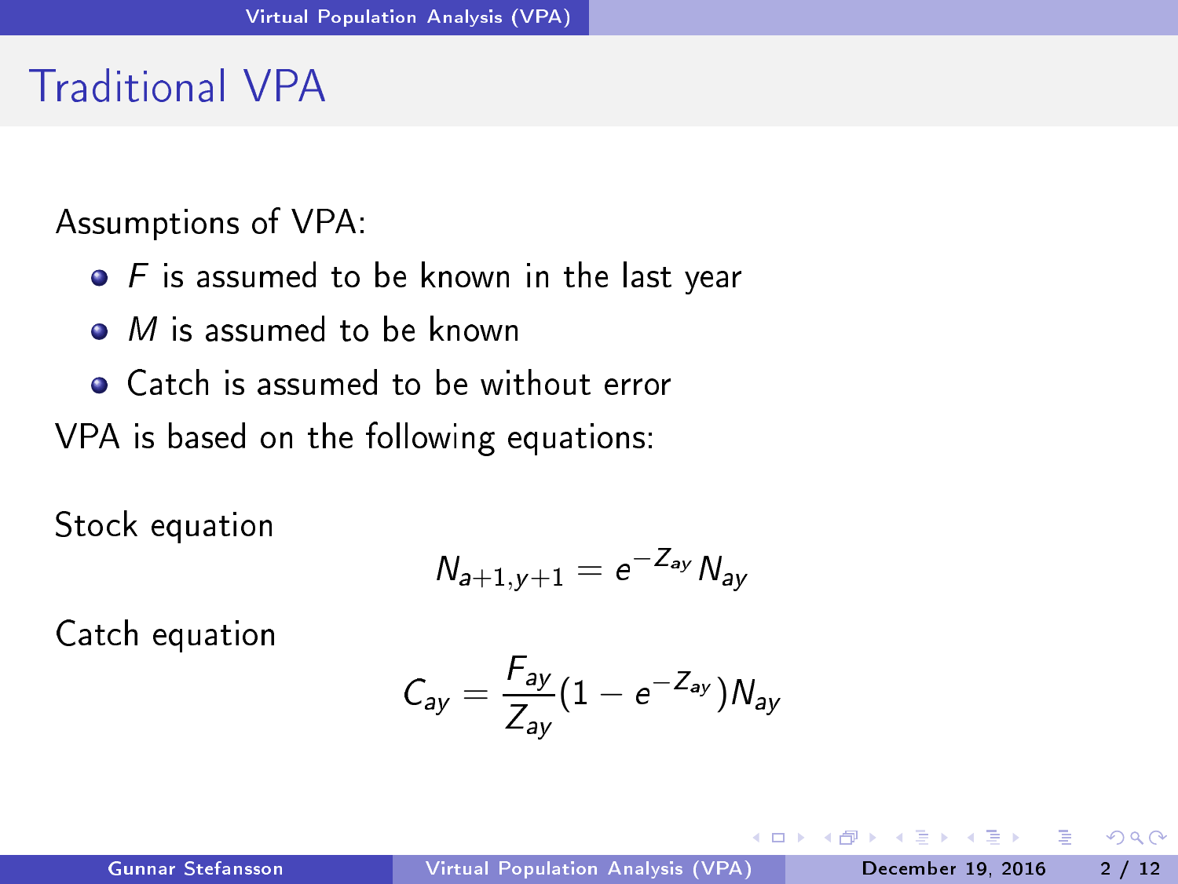# Traditional VPA

Assumptions of VPA:

- $F$ is assumed to be known in the last year
- $M$ is assumed to be known
- Catch is assumed to be without error

VPA is based on the following equations:

Stock equation

$$N_{a+1,y+1} = e^{-Z_{ay}} N_{ay}$$

Catch equation

$$C_{ay} = \frac{F_{ay}}{Z_{ay}} (1 - e^{-Z_{ay}}) N_{ay}$$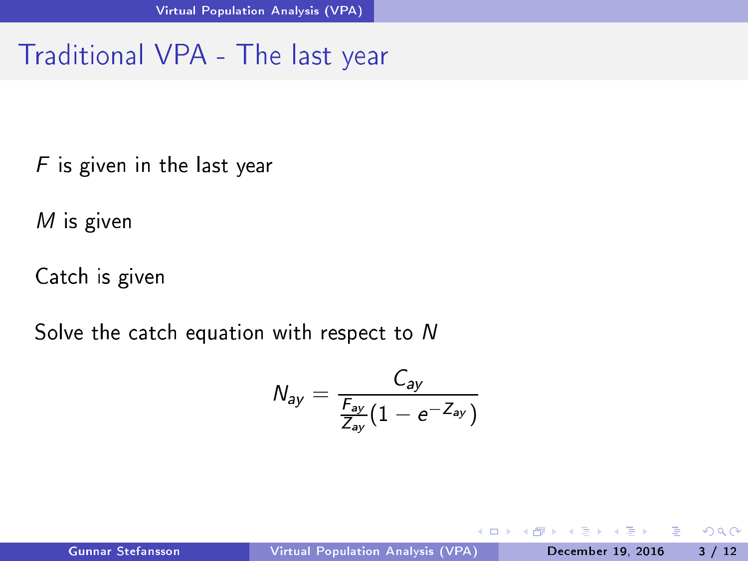# Traditional VPA - The last year

$F$ is given in the last year

$M$ is given

Catch is given

Solve the catch equation with respect to $N$

$$N_{ay} = \frac{C_{ay}}{\frac{F_{ay}}{Z_{ay}}(1 - e^{-Z_{ay}})}$$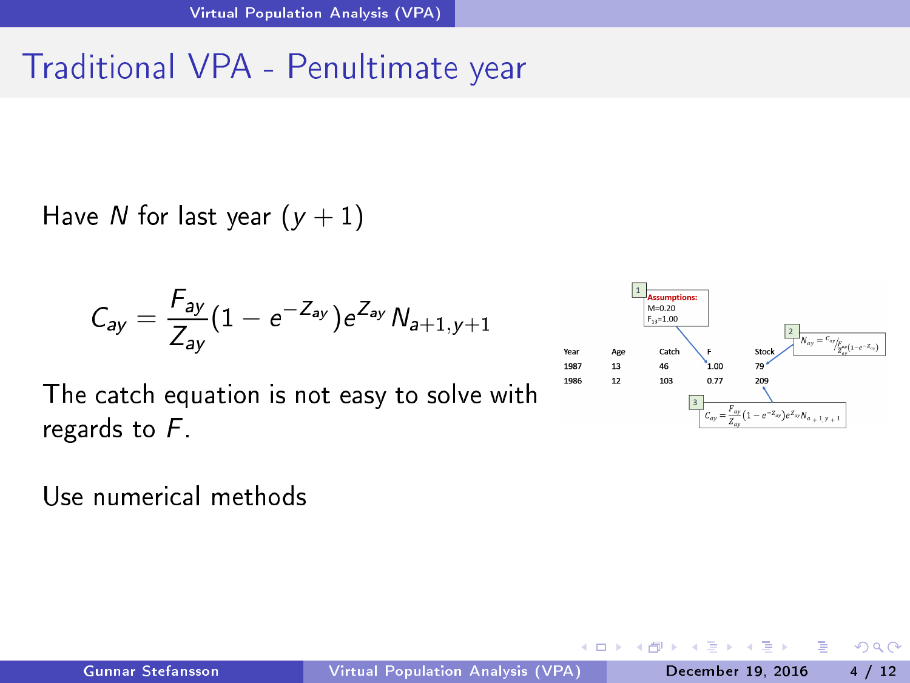# Traditional VPA - Penultimate year

Have $N$ for last year $(y+1)$

$$C_{ay} = \frac{F_{ay}}{Z_{ay}}(1 - e^{-Z_{ay}})e^{Z_{ay}} N_{a+1,y+1}$$

The catch equation is not easy to solve with regards to $F$.

Use numerical methods

1 **Assumptions:**
M=0.20
$F_{13}$=1.00

2 $N_{ay} = C_{ay} / \frac{F_{ay}}{Z_{ay}}(1 - e^{-Z_{ay}})$

| Year | Age | Catch | F | Stock |
|---|---|---|---|---|
| 1987 | 13 | 46 | 1.00 | 79 |
| 1986 | 12 | 103 | 0.77 | 209 |

3 $C_{ay} = \frac{F_{ay}}{Z_{ay}}(1 - e^{-Z_{ay}})e^{Z_{ay}} N_{a+1,y+1}$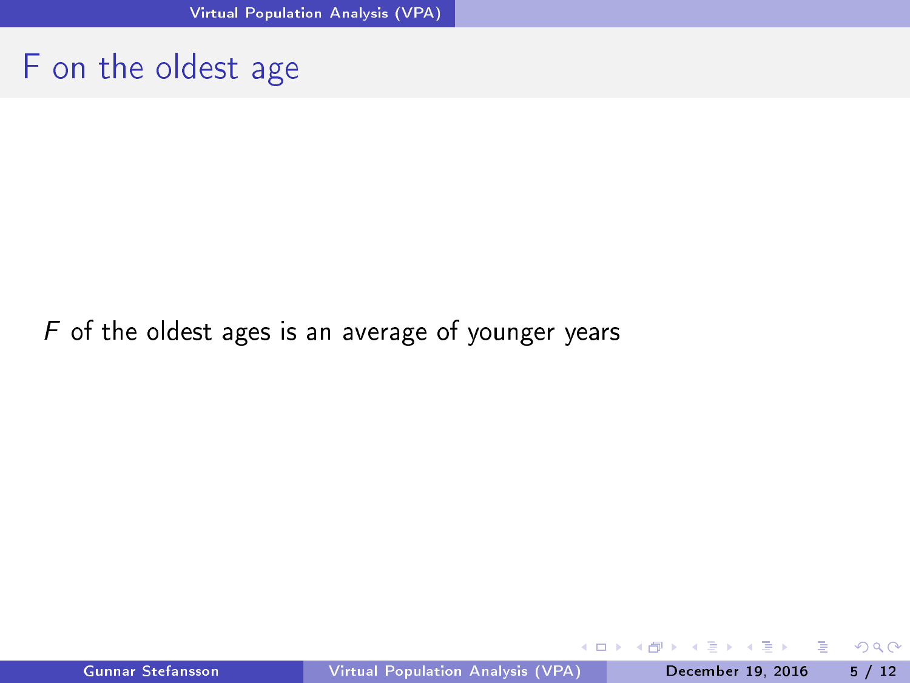# F on the oldest age

$F$ of the oldest ages is an average of younger years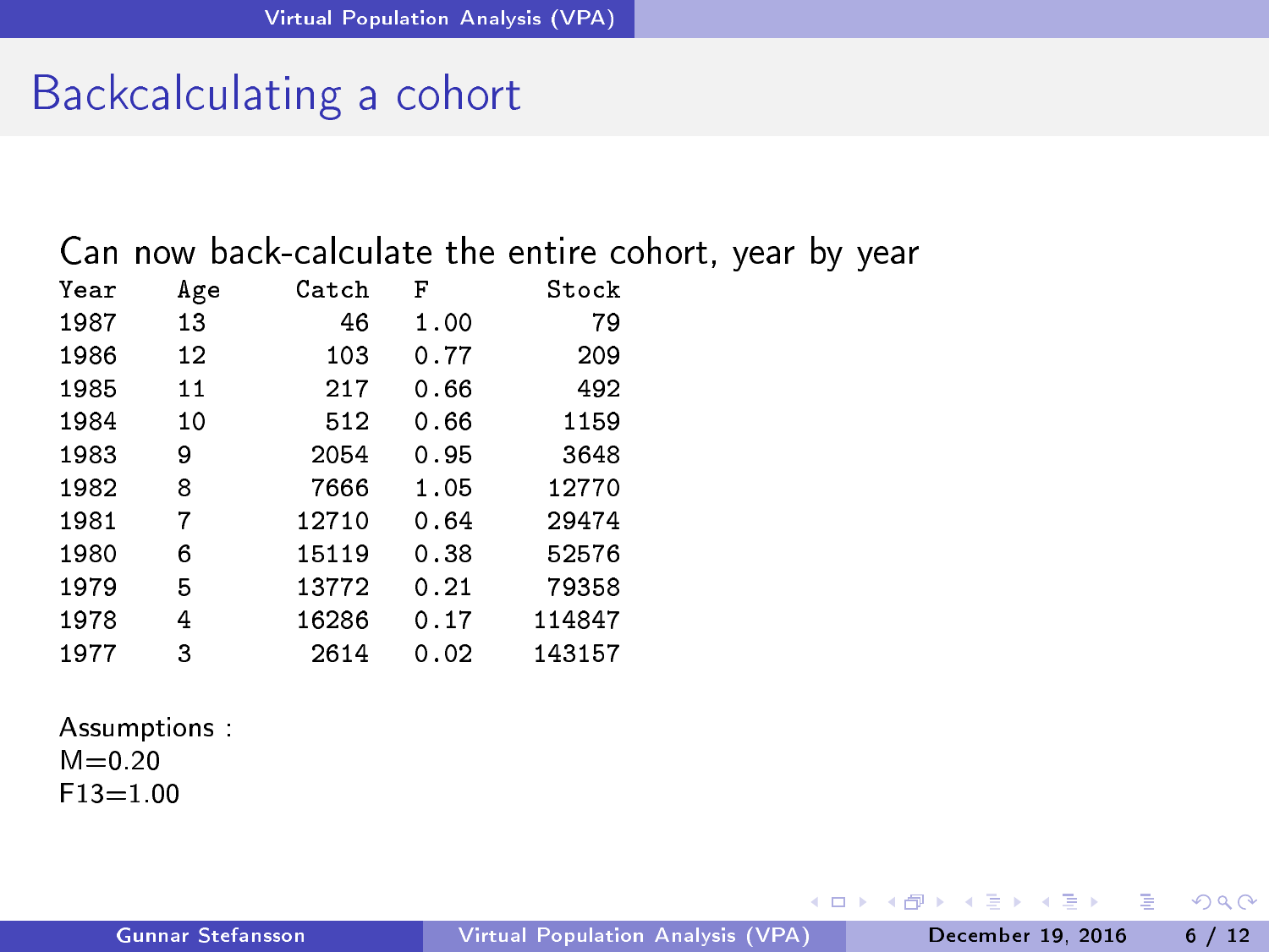# Backcalculating a cohort

Can now back-calculate the entire cohort, year by year

| Year | Age | Catch | F | Stock |
|---|---|---|---|---|
| 1987 | 13 | 46 | 1.00 | 79 |
| 1986 | 12 | 103 | 0.77 | 209 |
| 1985 | 11 | 217 | 0.66 | 492 |
| 1984 | 10 | 512 | 0.66 | 1159 |
| 1983 | 9 | 2054 | 0.95 | 3648 |
| 1982 | 8 | 7666 | 1.05 | 12770 |
| 1981 | 7 | 12710 | 0.64 | 29474 |
| 1980 | 6 | 15119 | 0.38 | 52576 |
| 1979 | 5 | 13772 | 0.21 | 79358 |
| 1978 | 4 | 16286 | 0.17 | 114847 |
| 1977 | 3 | 2614 | 0.02 | 143157 |

Assumptions :
$M=0.20$
$F13=1.00$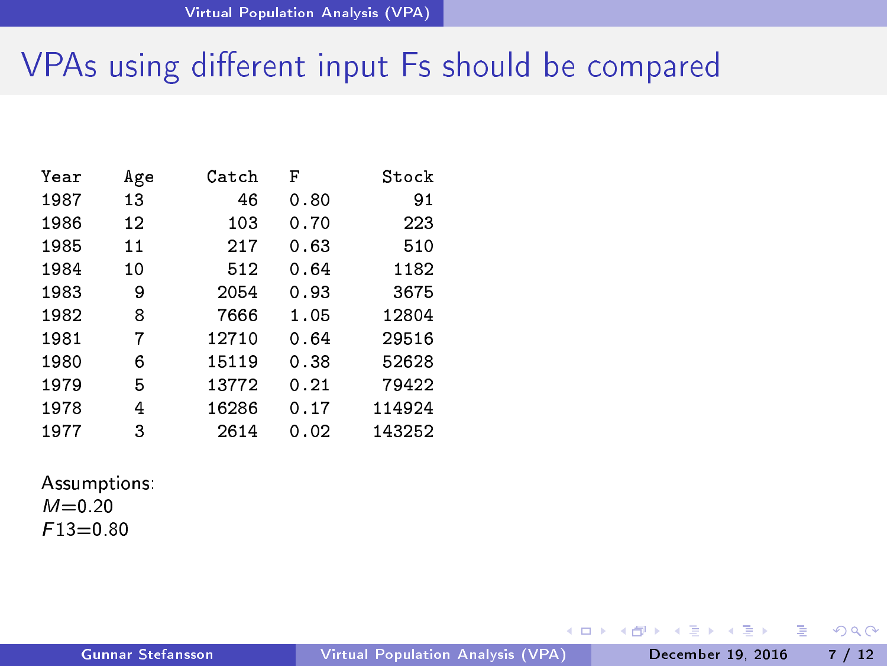# VPAs using different input Fs should be compared

| Year | Age | Catch | F | Stock |
|---|---|---|---|---|
| 1987 | 13 | 46 | 0.80 | 91 |
| 1986 | 12 | 103 | 0.70 | 223 |
| 1985 | 11 | 217 | 0.63 | 510 |
| 1984 | 10 | 512 | 0.64 | 1182 |
| 1983 | 9 | 2054 | 0.93 | 3675 |
| 1982 | 8 | 7666 | 1.05 | 12804 |
| 1981 | 7 | 12710 | 0.64 | 29516 |
| 1980 | 6 | 15119 | 0.38 | 52628 |
| 1979 | 5 | 13772 | 0.21 | 79422 |
| 1978 | 4 | 16286 | 0.17 | 114924 |
| 1977 | 3 | 2614 | 0.02 | 143252 |

Assumptions:
$M$=0.20
$F13$=0.80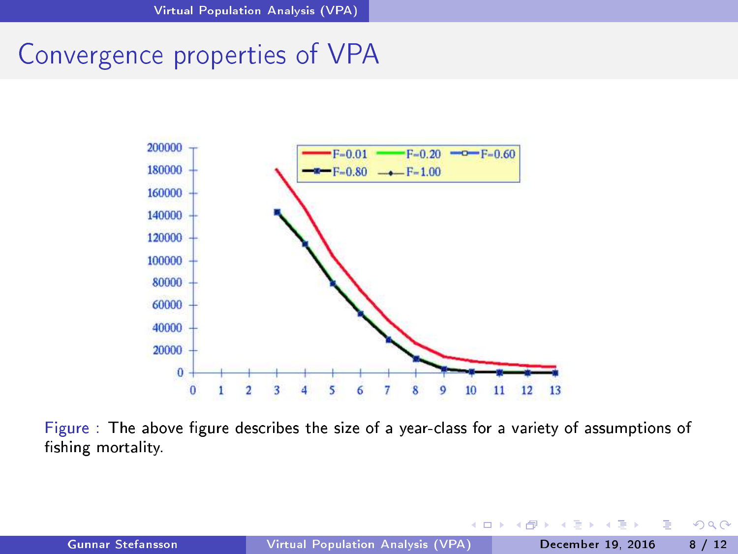# Convergence properties of VPA

Figure : The above figure describes the size of a year-class for a variety of assumptions of fishing mortality.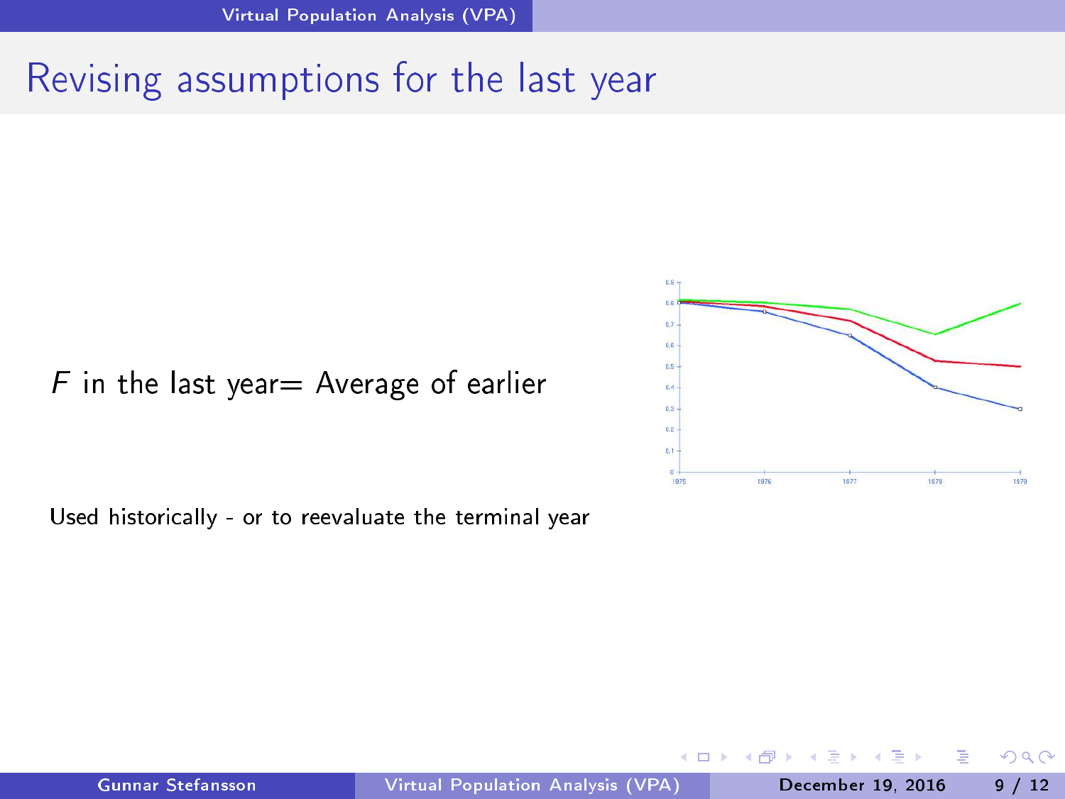# Revising assumptions for the last year

$F$ in the last year= Average of earlier

Used historically - or to reevaluate the terminal year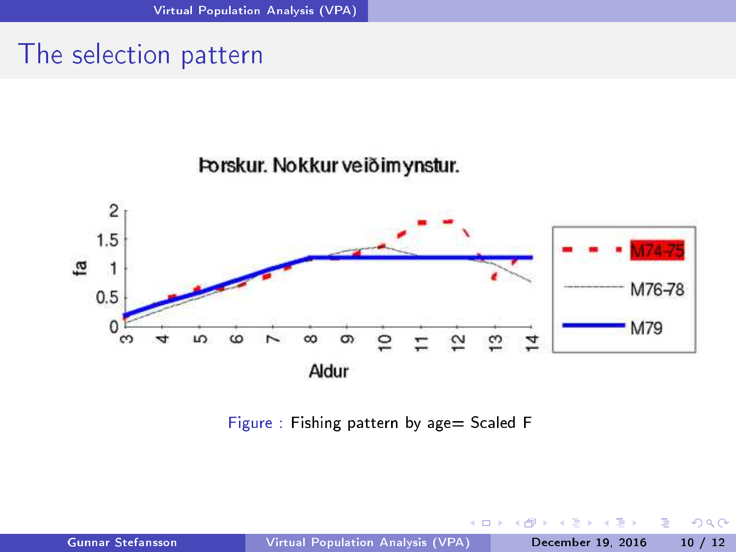# The selection pattern

Þorskur. Nokkur veiðimynstur.

fa

Aldur

M74-75

M76-78

M79

Figure : Fishing pattern by age= Scaled F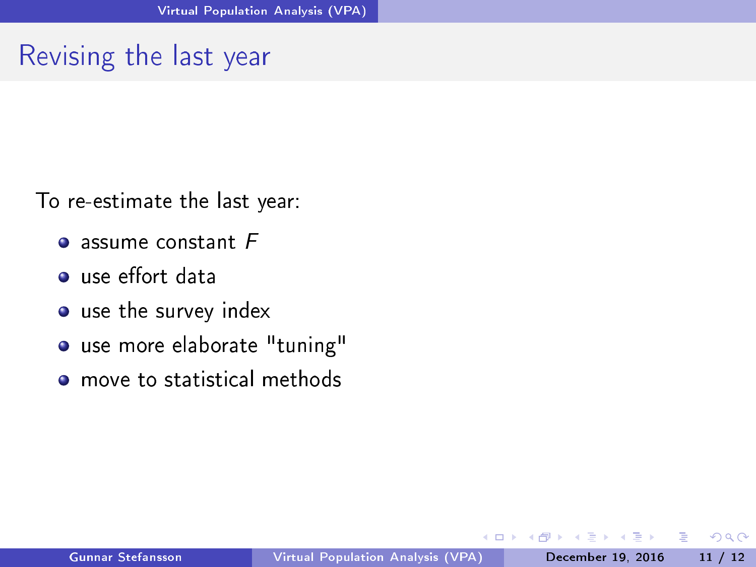# Revising the last year

To re-estimate the last year:

- assume constant $F$
- use effort data
- use the survey index
- use more elaborate "tuning"
- move to statistical methods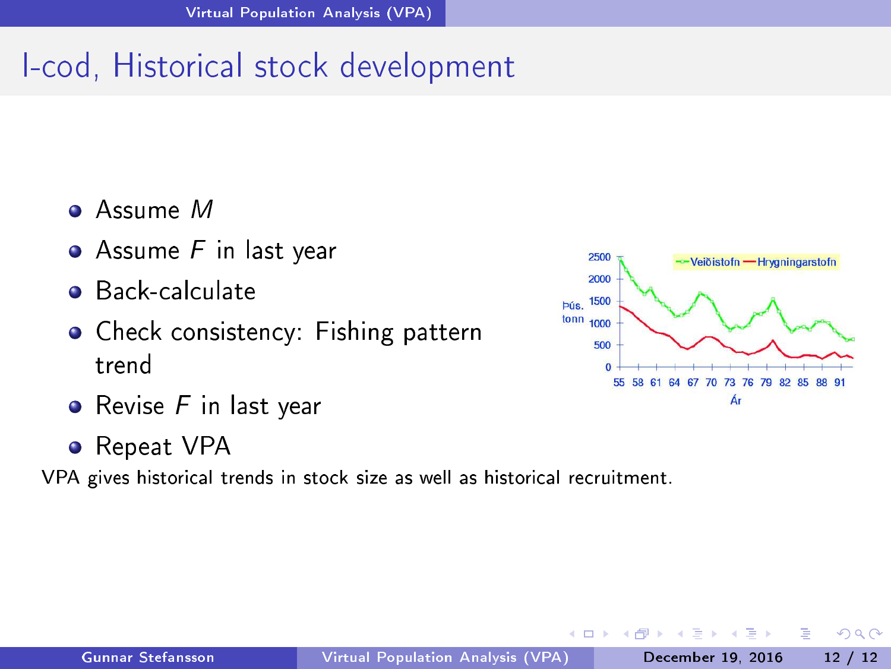# I-cod, Historical stock development

- Assume $M$
- Assume $F$ in last year
- Back-calculate
- Check consistency: Fishing pattern trend
- Revise $F$ in last year
- Repeat VPA

Veiðistofn
Hrygningarstofn
Þús. tonn
2500
2000
1500
1000
500
0
55 58 61 64 67 70 73 76 79 82 85 88 91
Ár

VPA gives historical trends in stock size as well as historical recruitment.